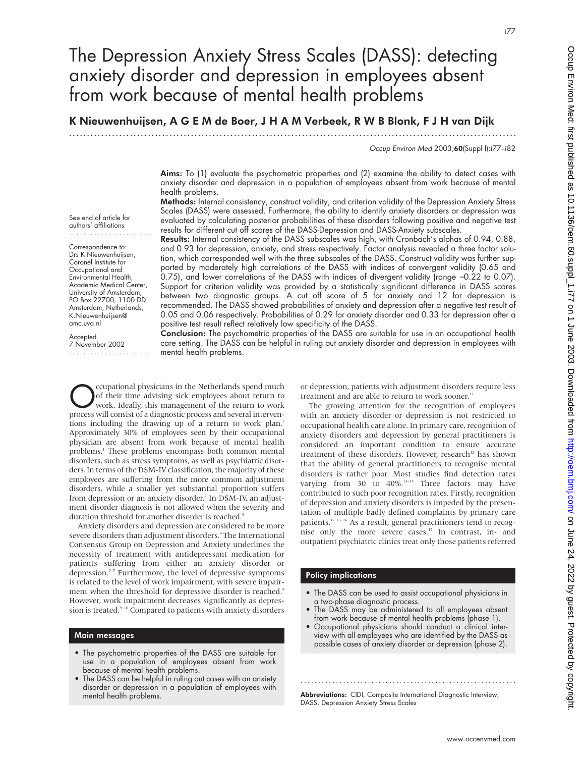# The Depression Anxiety Stress Scales (DASS): detecting anxiety disorder and depression in employees absent from work because of mental health problems

**K Nieuwenhuijsen, A G E M de Boer, J H A M Verbeek, R W B Blonk, F J H van Dijk**

See end of article for authors' affiliations

Correspondence to: Drs K Nieuwenhuijsen, Coronel Institute for Occupational and Environmental Health, Academic Medical Center, University of Amsterdam, PO Box 22700, 1100 DD Amsterdam, Netherlands; K.Nieuwenhuijsen@amc.uva.nl

Accepted 7 November 2002

**Aims:** To (1) evaluate the psychometric properties and (2) examine the ability to detect cases with anxiety disorder and depression in a population of employees absent from work because of mental health problems.

**Methods:** Internal consistency, construct validity, and criterion validity of the Depression Anxiety Stress Scales (DASS) were assessed. Furthermore, the ability to identify anxiety disorders or depression was evaluated by calculating posterior probabilities of these disorders following positive and negative test results for different cut off scores of the DASS-Depression and DASS-Anxiety subscales.

**Results:** Internal consistency of the DASS subscales was high, with Cronbach's alphas of 0.94, 0.88, and 0.93 for depression, anxiety, and stress respectively. Factor analysis revealed a three factor solution, which corresponded well with the three subscales of the DASS. Construct validity was further supported by moderately high correlations of the DASS with indices of convergent validity (0.65 and 0.75), and lower correlations of the DASS with indices of divergent validity (range –0.22 to 0.07). Support for criterion validity was provided by a statistically significant difference in DASS scores between two diagnostic groups. A cut off score of 5 for anxiety and 12 for depression is recommended. The DASS showed probabilities of anxiety and depression after a negative test result of 0.05 and 0.06 respectively. Probabilities of 0.29 for anxiety disorder and 0.33 for depression after a positive test result reflect relatively low specificity of the DASS.

**Conclusion:** The psychometric properties of the DASS are suitable for use in an occupational health care setting. The DASS can be helpful in ruling out anxiety disorder and depression in employees with mental health problems.

Occupational physicians in the Netherlands spend much of their time advising sick employees about return to work. Ideally, this management of the return to work process will consist of a diagnostic process and several interventions including the drawing up of a return to work plan.[1] Approximately 30% of employees seen by their occupational physician are absent from work because of mental health problems.[1] These problems encompass both common mental disorders, such as stress symptoms, as well as psychiatric disorders. In terms of the DSM-IV classification, the majority of these employees are suffering from the more common adjustment disorders, while a smaller yet substantial proportion suffers from depression or an anxiety disorder.[2] In DSM-IV, an adjustment disorder diagnosis is not allowed when the severity and duration threshold for another disorder is reached.[3]

Anxiety disorders and depression are considered to be more severe disorders than adjustment disorders.[4] The International Consensus Group on Depression and Anxiety underlines the necessity of treatment with antidepressant medication for patients suffering from either an anxiety disorder or depression.[5–7] Furthermore, the level of depressive symptoms is related to the level of work impairment, with severe impairment when the threshold for depressive disorder is reached.[8] However, work impairment decreases significantly as depression is treated.[9 10] Compared to patients with anxiety disorders or depression, patients with adjustment disorders require less treatment and are able to return to work sooner.[11]

The growing attention for the recognition of employees with an anxiety disorder or depression is not restricted to occupational health care alone. In primary care, recognition of anxiety disorders and depression by general practitioners is considered an important condition to ensure accurate treatment of these disorders. However, research[12] has shown that the ability of general practitioners to recognise mental disorders is rather poor. Most studies find detection rates varying from 30 to 40%.[13–15] Three factors may have contributed to such poor recognition rates. Firstly, recognition of depression and anxiety disorders is impeded by the presentation of multiple badly defined complaints by primary care patients.[12 13 16] As a result, general practitioners tend to recognise only the more severe cases.[17] In contrast, in- and outpatient psychiatric clinics treat only those patients referred

## Main messages

- The psychometric properties of the DASS are suitable for use in a population of employees absent from work because of mental health problems.
- The DASS can be helpful in ruling out cases with an anxiety disorder or depression in a population of employees with mental health problems.

## Policy implications

- The DASS can be used to assist occupational physicians in a two-phase diagnostic process.
- The DASS may be administered to all employees absent from work because of mental health problems (phase 1).
- Occupational physicians should conduct a clinical interview with all employees who are identified by the DASS as possible cases of anxiety disorder or depression (phase 2).

**Abbreviations:** CIDI, Composite International Diagnostic Interview; DASS, Depression Anxiety Stress Scales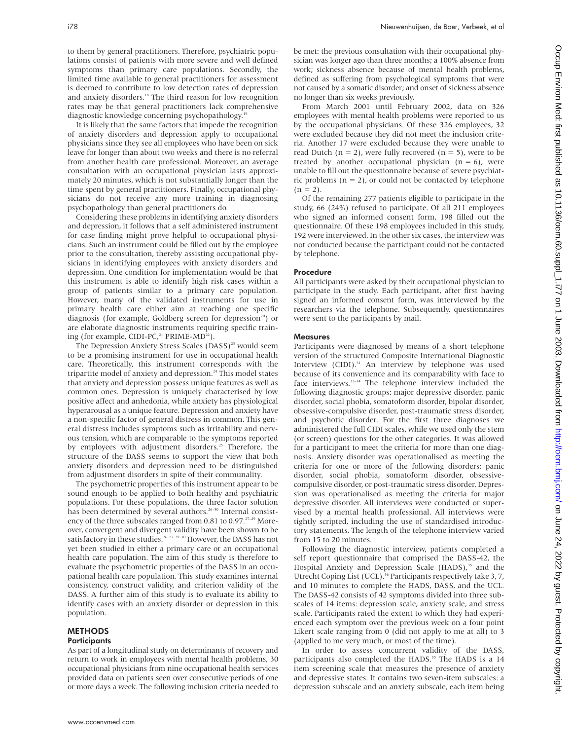to them by general practitioners. Therefore, psychiatric populations consist of patients with more severe and well defined symptoms than primary care populations. Secondly, the limited time available to general practitioners for assessment is deemed to contribute to low detection rates of depression and anxiety disorders.[18] The third reason for low recognition rates may be that general practitioners lack comprehensive diagnostic knowledge concerning psychopathology.[19]

It is likely that the same factors that impede the recognition of anxiety disorders and depression apply to occupational physicians since they see all employees who have been on sick leave for longer than about two weeks and there is no referral from another health care professional. Moreover, an average consultation with an occupational physician lasts approximately 20 minutes, which is not substantially longer than the time spent by general practitioners. Finally, occupational physicians do not receive any more training in diagnosing psychopathology than general practitioners do.

Considering these problems in identifying anxiety disorders and depression, it follows that a self administered instrument for case finding might prove helpful to occupational physicians. Such an instrument could be filled out by the employee prior to the consultation, thereby assisting occupational physicians in identifying employees with anxiety disorders and depression. One condition for implementation would be that this instrument is able to identify high risk cases within a group of patients similar to a primary care population. However, many of the validated instruments for use in primary health care either aim at reaching one specific diagnosis (for example, Goldberg screen for depression[20]) or are elaborate diagnostic instruments requiring specific training (for example, CIDI-PC,[21] PRIME-MD[22]).

The Depression Anxiety Stress Scales (DASS)[23] would seem to be a promising instrument for use in occupational health care. Theoretically, this instrument corresponds with the tripartite model of anxiety and depression.[24] This model states that anxiety and depression possess unique features as well as common ones. Depression is uniquely characterised by low positive affect and anhedonia, while anxiety has physiological hyperarousal as a unique feature. Depression and anxiety have a non-specific factor of general distress in common. This general distress includes symptoms such as irritability and nervous tension, which are comparable to the symptoms reported by employees with adjustment disorders.[25] Therefore, the structure of the DASS seems to support the view that both anxiety disorders and depression need to be distinguished from adjustment disorders in spite of their communality.

The psychometric properties of this instrument appear to be sound enough to be applied to both healthy and psychiatric populations. For these populations, the three factor solution has been determined by several authors.[26–30] Internal consistency of the three subscales ranged from 0.81 to 0.97.[27–29] Moreover, convergent and divergent validity have been shown to be satisfactory in these studies.[26 27 29 30] However, the DASS has not yet been studied in either a primary care or an occupational health care population. The aim of this study is therefore to evaluate the psychometric properties of the DASS in an occupational health care population. This study examines internal consistency, construct validity, and criterion validity of the DASS. A further aim of this study is to evaluate its ability to identify cases with an anxiety disorder or depression in this population.

## METHODS

### Participants

As part of a longitudinal study on determinants of recovery and return to work in employees with mental health problems, 30 occupational physicians from nine occupational health services provided data on patients seen over consecutive periods of one or more days a week. The following inclusion criteria needed to be met: the previous consultation with their occupational physician was longer ago than three months; a 100% absence from work; sickness absence because of mental health problems, defined as suffering from psychological symptoms that were not caused by a somatic disorder; and onset of sickness absence no longer than six weeks previously.

From March 2001 until February 2002, data on 326 employees with mental health problems were reported to us by the occupational physicians. Of these 326 employees, 32 were excluded because they did not meet the inclusion criteria. Another 17 were excluded because they were unable to read Dutch ($n = 2$), were fully recovered ($n = 5$), were to be treated by another occupational physician ($n = 6$), were unable to fill out the questionnaire because of severe psychiatric problems ($n = 2$), or could not be contacted by telephone ($n = 2$).

Of the remaining 277 patients eligible to participate in the study, 66 (24%) refused to participate. Of all 211 employees who signed an informed consent form, 198 filled out the questionnaire. Of these 198 employees included in this study, 192 were interviewed. In the other six cases, the interview was not conducted because the participant could not be contacted by telephone.

### Procedure

All participants were asked by their occupational physician to participate in the study. Each participant, after first having signed an informed consent form, was interviewed by the researchers via the telephone. Subsequently, questionnaires were sent to the participants by mail.

### Measures

Participants were diagnosed by means of a short telephone version of the structured Composite International Diagnostic Interview (CIDI).[31] An interview by telephone was used because of its convenience and its comparability with face to face interviews.[32–34] The telephone interview included the following diagnostic groups: major depressive disorder, panic disorder, social phobia, somatoform disorder, bipolar disorder, obsessive-compulsive disorder, post-traumatic stress disorder, and psychotic disorder. For the first three diagnoses we administered the full CIDI scales, while we used only the stem (or screen) questions for the other categories. It was allowed for a participant to meet the criteria for more than one diagnosis. Anxiety disorder was operationalised as meeting the criteria for one or more of the following disorders: panic disorder, social phobia, somatoform disorder, obsessive-compulsive disorder, or post-traumatic stress disorder. Depression was operationalised as meeting the criteria for major depressive disorder. All interviews were conducted or supervised by a mental health professional. All interviews were tightly scripted, including the use of standardised introductory statements. The length of the telephone interview varied from 15 to 20 minutes.

Following the diagnostic interview, patients completed a self report questionnaire that comprised the DASS-42, the Hospital Anxiety and Depression Scale (HADS),[35] and the Utrecht Coping List (UCL).[36] Participants respectively take 3, 7, and 10 minutes to complete the HADS, DASS, and the UCL. The DASS-42 consists of 42 symptoms divided into three subscales of 14 items: depression scale, anxiety scale, and stress scale. Participants rated the extent to which they had experienced each symptom over the previous week on a four point Likert scale ranging from 0 (did not apply to me at all) to 3 (applied to me very much, or most of the time).

In order to assess concurrent validity of the DASS, participants also completed the HADS.[35] The HADS is a 14 item screening scale that measures the presence of anxiety and depressive states. It contains two seven-item subscales: a depression subscale and an anxiety subscale, each item being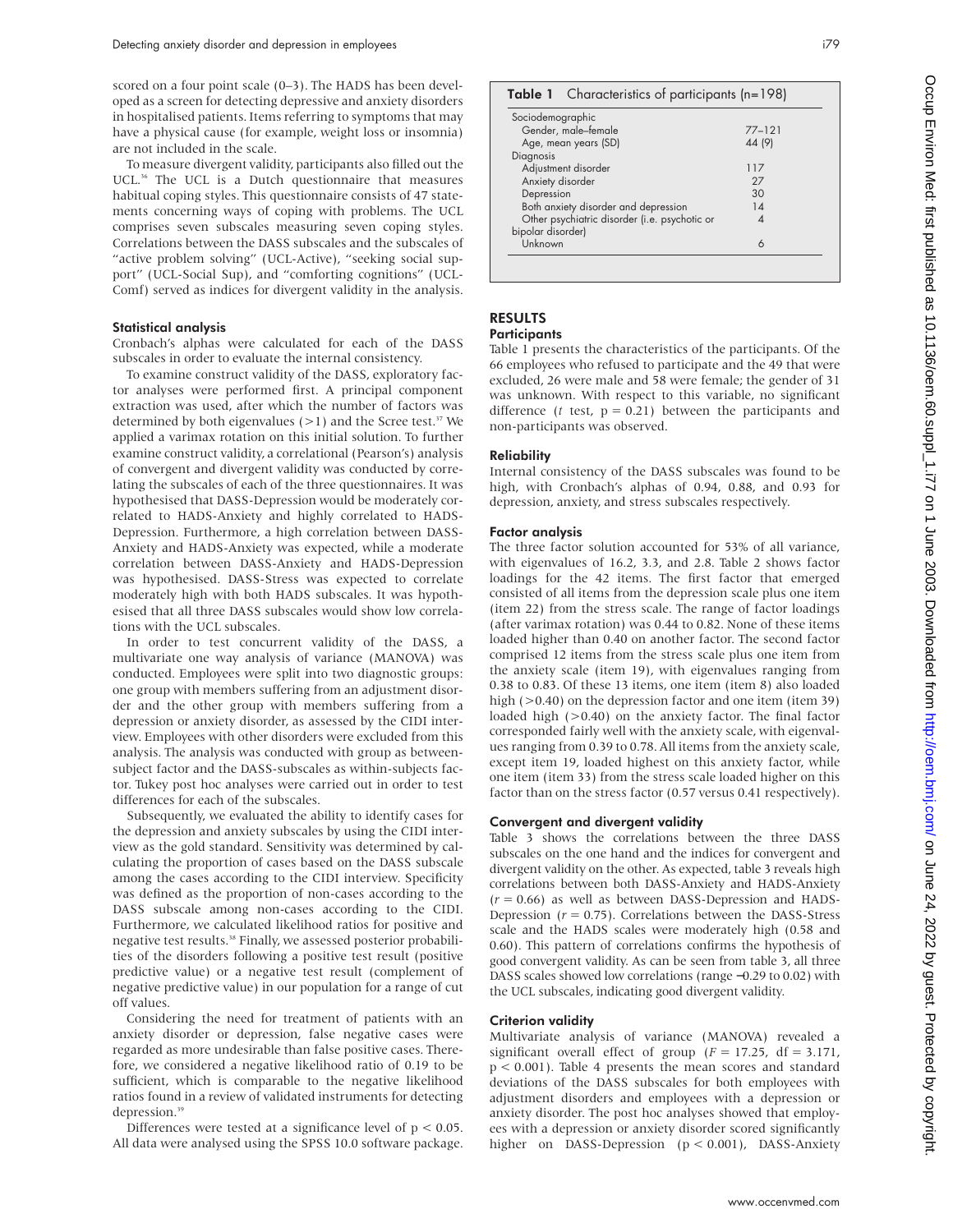scored on a four point scale (0–3). The HADS has been developed as a screen for detecting depressive and anxiety disorders in hospitalised patients. Items referring to symptoms that may have a physical cause (for example, weight loss or insomnia) are not included in the scale.

To measure divergent validity, participants also filled out the UCL.[36] The UCL is a Dutch questionnaire that measures habitual coping styles. This questionnaire consists of 47 statements concerning ways of coping with problems. The UCL comprises seven subscales measuring seven coping styles. Correlations between the DASS subscales and the subscales of "active problem solving" (UCL-Active), "seeking social support" (UCL-Social Sup), and "comforting cognitions" (UCL-Comf) served as indices for divergent validity in the analysis.

### Statistical analysis

Cronbach's alphas were calculated for each of the DASS subscales in order to evaluate the internal consistency.

To examine construct validity of the DASS, exploratory factor analyses were performed first. A principal component extraction was used, after which the number of factors was determined by both eigenvalues (>1) and the Scree test.[37] We applied a varimax rotation on this initial solution. To further examine construct validity, a correlational (Pearson's) analysis of convergent and divergent validity was conducted by correlating the subscales of each of the three questionnaires. It was hypothesised that DASS-Depression would be moderately correlated to HADS-Anxiety and highly correlated to HADS-Depression. Furthermore, a high correlation between DASS-Anxiety and HADS-Anxiety was expected, while a moderate correlation between DASS-Anxiety and HADS-Depression was hypothesised. DASS-Stress was expected to correlate moderately high with both HADS subscales. It was hypothesised that all three DASS subscales would show low correlations with the UCL subscales.

In order to test concurrent validity of the DASS, a multivariate one way analysis of variance (MANOVA) was conducted. Employees were split into two diagnostic groups: one group with members suffering from an adjustment disorder and the other group with members suffering from a depression or anxiety disorder, as assessed by the CIDI interview. Employees with other disorders were excluded from this analysis. The analysis was conducted with group as between-subject factor and the DASS-subscales as within-subjects factor. Tukey post hoc analyses were carried out in order to test differences for each of the subscales.

Subsequently, we evaluated the ability to identify cases for the depression and anxiety subscales by using the CIDI interview as the gold standard. Sensitivity was determined by calculating the proportion of cases based on the DASS subscale among the cases according to the CIDI interview. Specificity was defined as the proportion of non-cases according to the DASS subscale among non-cases according to the CIDI. Furthermore, we calculated likelihood ratios for positive and negative test results.[38] Finally, we assessed posterior probabilities of the disorders following a positive test result (positive predictive value) or a negative test result (complement of negative predictive value) in our population for a range of cut off values.

Considering the need for treatment of patients with an anxiety disorder or depression, false negative cases were regarded as more undesirable than false positive cases. Therefore, we considered a negative likelihood ratio of 0.19 to be sufficient, which is comparable to the negative likelihood ratios found in a review of validated instruments for detecting depression.[39]

Differences were tested at a significance level of $p < 0.05$. All data were analysed using the SPSS 10.0 software package.

**Table 1** Characteristics of participants (n=198)

| | |
|---|---|
| Sociodemographic | |
| Gender, male–female | 77–121 |
| Age, mean years (SD) | 44 (9) |
| Diagnosis | |
| Adjustment disorder | 117 |
| Anxiety disorder | 27 |
| Depression | 30 |
| Both anxiety disorder and depression | 14 |
| Other psychiatric disorder (i.e. psychotic or bipolar disorder) | 4 |
| Unknown | 6 |

## RESULTS

### Participants

Table 1 presents the characteristics of the participants. Of the 66 employees who refused to participate and the 49 that were excluded, 26 were male and 58 were female; the gender of 31 was unknown. With respect to this variable, no significant difference (*t* test, $p = 0.21$) between the participants and non-participants was observed.

### Reliability

Internal consistency of the DASS subscales was found to be high, with Cronbach's alphas of 0.94, 0.88, and 0.93 for depression, anxiety, and stress subscales respectively.

### Factor analysis

The three factor solution accounted for 53% of all variance, with eigenvalues of 16.2, 3.3, and 2.8. Table 2 shows factor loadings for the 42 items. The first factor that emerged consisted of all items from the depression scale plus one item (item 22) from the stress scale. The range of factor loadings (after varimax rotation) was 0.44 to 0.82. None of these items loaded higher than 0.40 on another factor. The second factor comprised 12 items from the stress scale plus one item from the anxiety scale (item 19), with eigenvalues ranging from 0.38 to 0.83. Of these 13 items, one item (item 8) also loaded high (>0.40) on the depression factor and one item (item 39) loaded high (>0.40) on the anxiety factor. The final factor corresponded fairly well with the anxiety scale, with eigenvalues ranging from 0.39 to 0.78. All items from the anxiety scale, except item 19, loaded highest on this anxiety factor, while one item (item 33) from the stress scale loaded higher on this factor than on the stress factor (0.57 versus 0.41 respectively).

### Convergent and divergent validity

Table 3 shows the correlations between the three DASS subscales on the one hand and the indices for convergent and divergent validity on the other. As expected, table 3 reveals high correlations between both DASS-Anxiety and HADS-Anxiety ($r = 0.66$) as well as between DASS-Depression and HADS-Depression ($r = 0.75$). Correlations between the DASS-Stress scale and the HADS scales were moderately high (0.58 and 0.60). This pattern of correlations confirms the hypothesis of good convergent validity. As can be seen from table 3, all three DASS scales showed low correlations (range −0.29 to 0.02) with the UCL subscales, indicating good divergent validity.

### Criterion validity

Multivariate analysis of variance (MANOVA) revealed a significant overall effect of group ($F = 17.25$, df = 3.171, $p < 0.001$). Table 4 presents the mean scores and standard deviations of the DASS subscales for both employees with adjustment disorders and employees with a depression or anxiety disorder. The post hoc analyses showed that employees with a depression or anxiety disorder scored significantly higher on DASS-Depression ($p < 0.001$), DASS-Anxiety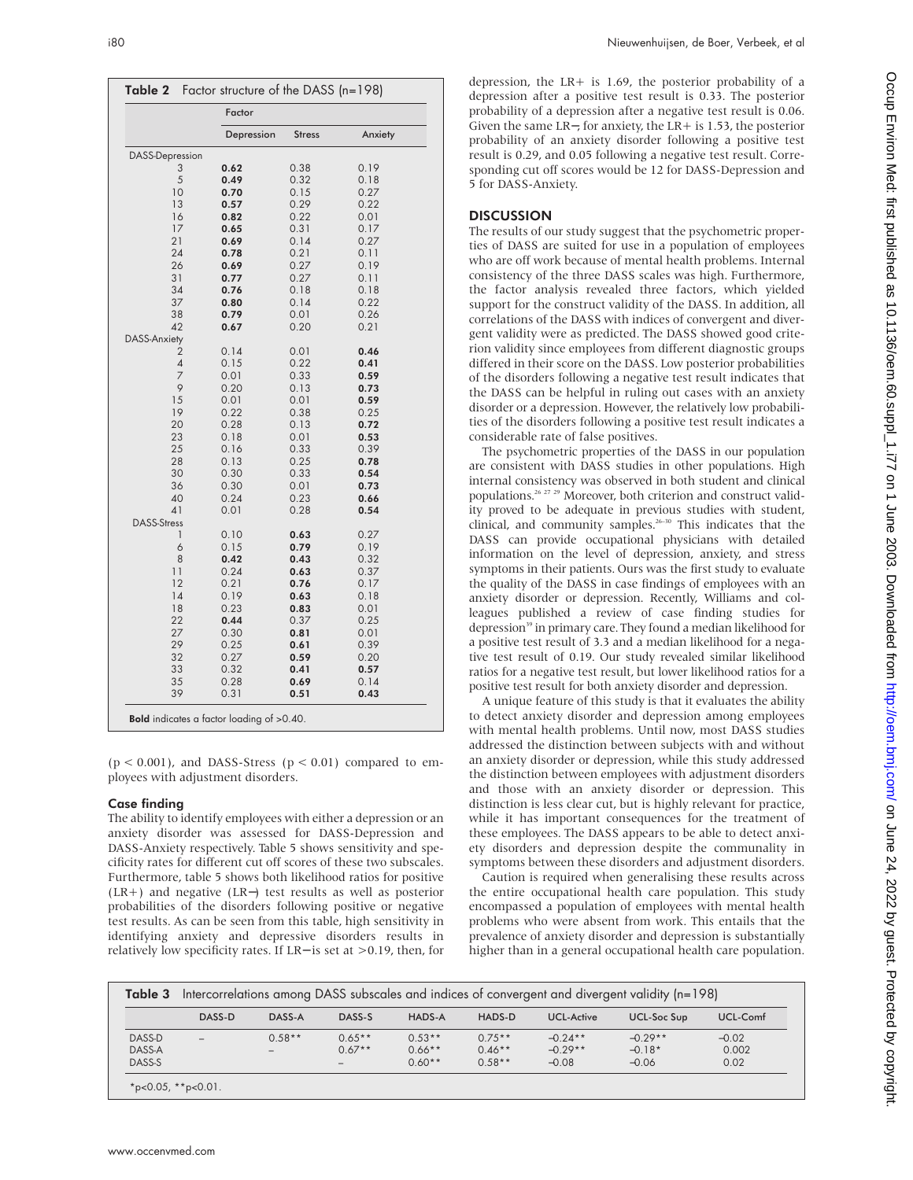**Table 2** Factor structure of the DASS (n=198)

| | Factor | | |
|---|---|---|---|
| | Depression | Stress | Anxiety |
| DASS-Depression | | | |
| 3 | **0.62** | 0.38 | 0.19 |
| 5 | **0.49** | 0.32 | 0.18 |
| 10 | **0.70** | 0.15 | 0.27 |
| 13 | **0.57** | 0.29 | 0.22 |
| 16 | **0.82** | 0.22 | 0.01 |
| 17 | **0.65** | 0.31 | 0.17 |
| 21 | **0.69** | 0.14 | 0.27 |
| 24 | **0.78** | 0.21 | 0.11 |
| 26 | **0.69** | 0.27 | 0.19 |
| 31 | **0.77** | 0.27 | 0.11 |
| 34 | **0.76** | 0.18 | 0.18 |
| 37 | **0.80** | 0.14 | 0.22 |
| 38 | **0.79** | 0.01 | 0.26 |
| 42 | **0.67** | 0.20 | 0.21 |
| DASS-Anxiety | | | |
| 2 | 0.14 | 0.01 | **0.46** |
| 4 | 0.15 | 0.22 | **0.41** |
| 7 | 0.01 | 0.33 | **0.59** |
| 9 | 0.20 | 0.13 | **0.73** |
| 15 | 0.01 | 0.01 | **0.59** |
| 19 | 0.22 | 0.38 | 0.25 |
| 20 | 0.28 | 0.13 | **0.72** |
| 23 | 0.18 | 0.01 | **0.53** |
| 25 | 0.16 | 0.33 | 0.39 |
| 28 | 0.13 | 0.25 | **0.78** |
| 30 | 0.30 | 0.33 | **0.54** |
| 36 | 0.30 | 0.01 | **0.73** |
| 40 | 0.24 | 0.23 | **0.66** |
| 41 | 0.01 | 0.28 | **0.54** |
| DASS-Stress | | | |
| 1 | 0.10 | **0.63** | 0.27 |
| 6 | 0.15 | **0.79** | 0.19 |
| 8 | **0.42** | **0.43** | 0.32 |
| 11 | 0.24 | **0.63** | 0.37 |
| 12 | 0.21 | **0.76** | 0.17 |
| 14 | 0.19 | **0.63** | 0.18 |
| 18 | 0.23 | **0.83** | 0.01 |
| 22 | **0.44** | 0.37 | 0.25 |
| 27 | 0.30 | **0.81** | 0.01 |
| 29 | 0.25 | **0.61** | 0.39 |
| 32 | 0.27 | **0.59** | 0.20 |
| 33 | 0.32 | **0.41** | **0.57** |
| 35 | 0.28 | **0.69** | 0.14 |
| 39 | 0.31 | **0.51** | **0.43** |

**Bold** indicates a factor loading of >0.40.

($p < 0.001$), and DASS-Stress ($p < 0.01$) compared to employees with adjustment disorders.

### Case finding

The ability to identify employees with either a depression or an anxiety disorder was assessed for DASS-Depression and DASS-Anxiety respectively. Table 5 shows sensitivity and specificity rates for different cut off scores of these two subscales. Furthermore, table 5 shows both likelihood ratios for positive (LR+) and negative (LR−) test results as well as posterior probabilities of the disorders following positive or negative test results. As can be seen from this table, high sensitivity in identifying anxiety and depressive disorders results in relatively low specificity rates. If LR− is set at >0.19, then, for depression, the LR+ is 1.69, the posterior probability of a depression after a positive test result is 0.33. The posterior probability of a depression after a negative test result is 0.06. Given the same LR−, for anxiety, the LR+ is 1.53, the posterior probability of an anxiety disorder following a positive test result is 0.29, and 0.05 following a negative test result. Corresponding cut off scores would be 12 for DASS-Depression and 5 for DASS-Anxiety.

## DISCUSSION

The results of our study suggest that the psychometric properties of DASS are suited for use in a population of employees who are off work because of mental health problems. Internal consistency of the three DASS scales was high. Furthermore, the factor analysis revealed three factors, which yielded support for the construct validity of the DASS. In addition, all correlations of the DASS with indices of convergent and divergent validity were as predicted. The DASS showed good criterion validity since employees from different diagnostic groups differed in their score on the DASS. Low posterior probabilities of the disorders following a negative test result indicates that the DASS can be helpful in ruling out cases with an anxiety disorder or a depression. However, the relatively low probabilities of the disorders following a positive test result indicates a considerable rate of false positives.

The psychometric properties of the DASS in our population are consistent with DASS studies in other populations. High internal consistency was observed in both student and clinical populations.[26 27 29] Moreover, both criterion and construct validity proved to be adequate in previous studies with student, clinical, and community samples.[26–30] This indicates that the DASS can provide occupational physicians with detailed information on the level of depression, anxiety, and stress symptoms in their patients. Ours was the first study to evaluate the quality of the DASS in case findings of employees with an anxiety disorder or depression. Recently, Williams and colleagues published a review of case finding studies for depression[39] in primary care. They found a median likelihood for a positive test result of 3.3 and a median likelihood for a negative test result of 0.19. Our study revealed similar likelihood ratios for a negative test result, but lower likelihood ratios for a positive test result for both anxiety disorder and depression.

A unique feature of this study is that it evaluates the ability to detect anxiety disorder and depression among employees with mental health problems. Until now, most DASS studies addressed the distinction between subjects with and without an anxiety disorder or depression, while this study addressed the distinction between employees with adjustment disorders and those with an anxiety disorder or depression. This distinction is less clear cut, but is highly relevant for practice, while it has important consequences for the treatment of these employees. The DASS appears to be able to detect anxiety disorders and depression despite the communality in symptoms between these disorders and adjustment disorders.

Caution is required when generalising these results across the entire occupational health care population. This study encompassed a population of employees with mental health problems who were absent from work. This entails that the prevalence of anxiety disorder and depression is substantially higher than in a general occupational health care population.

**Table 3** Intercorrelations among DASS subscales and indices of convergent and divergent validity (n=198)

| | DASS-D | DASS-A | DASS-S | HADS-A | HADS-D | UCL-Active | UCL-Soc Sup | UCL-Comf |
|---|---|---|---|---|---|---|---|---|
| DASS-D | – | 0.58** | 0.65** | 0.53** | 0.75** | −0.24** | −0.29** | −0.02 |
| DASS-A | | – | 0.67** | 0.66** | 0.46** | −0.29** | −0.18* | 0.002 |
| DASS-S | | | – | 0.60** | 0.58** | −0.08 | −0.06 | 0.02 |

*p<0.05, **p<0.01.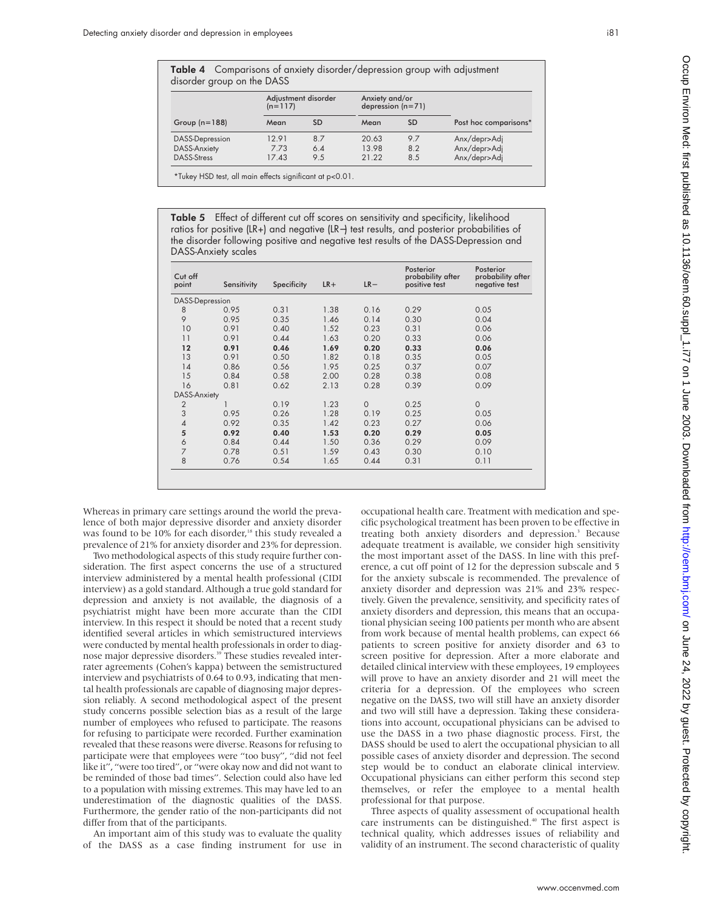**Table 4** Comparisons of anxiety disorder/depression group with adjustment disorder group on the DASS

| | Adjustment disorder (n=117) | | Anxiety and/or depression (n=71) | | |
|---|---|---|---|---|---|
| Group (n=188) | Mean | SD | Mean | SD | Post hoc comparisons* |
| DASS-Depression | 12.91 | 8.7 | 20.63 | 9.7 | Anx/depr>Adj |
| DASS-Anxiety | 7.73 | 6.4 | 13.98 | 8.2 | Anx/depr>Adj |
| DASS-Stress | 17.43 | 9.5 | 21.22 | 8.5 | Anx/depr>Adj |

*Tukey HSD test, all main effects significant at p<0.01.

**Table 5** Effect of different cut off scores on sensitivity and specificity, likelihood ratios for positive (LR+) and negative (LR−) test results, and posterior probabilities of the disorder following positive and negative test results of the DASS-Depression and DASS-Anxiety scales

| Cut off point | Sensitivity | Specificity | LR+ | LR− | Posterior probability after positive test | Posterior probability after negative test |
|---|---|---|---|---|---|---|
| DASS-Depression | | | | | | |
| 8 | 0.95 | 0.31 | 1.38 | 0.16 | 0.29 | 0.05 |
| 9 | 0.95 | 0.35 | 1.46 | 0.14 | 0.30 | 0.04 |
| 10 | 0.91 | 0.40 | 1.52 | 0.23 | 0.31 | 0.06 |
| 11 | 0.91 | 0.44 | 1.63 | 0.20 | 0.33 | 0.06 |
| **12** | **0.91** | **0.46** | **1.69** | **0.20** | **0.33** | **0.06** |
| 13 | 0.91 | 0.50 | 1.82 | 0.18 | 0.35 | 0.05 |
| 14 | 0.86 | 0.56 | 1.95 | 0.25 | 0.37 | 0.07 |
| 15 | 0.84 | 0.58 | 2.00 | 0.28 | 0.38 | 0.08 |
| 16 | 0.81 | 0.62 | 2.13 | 0.28 | 0.39 | 0.09 |
| DASS-Anxiety | | | | | | |
| 2 | 1 | 0.19 | 1.23 | 0 | 0.25 | 0 |
| 3 | 0.95 | 0.26 | 1.28 | 0.19 | 0.25 | 0.05 |
| 4 | 0.92 | 0.35 | 1.42 | 0.23 | 0.27 | 0.06 |
| **5** | **0.92** | **0.40** | **1.53** | **0.20** | **0.29** | **0.05** |
| 6 | 0.84 | 0.44 | 1.50 | 0.36 | 0.29 | 0.09 |
| 7 | 0.78 | 0.51 | 1.59 | 0.43 | 0.30 | 0.10 |
| 8 | 0.76 | 0.54 | 1.65 | 0.44 | 0.31 | 0.11 |

Whereas in primary care settings around the world the prevalence of both major depressive disorder and anxiety disorder was found to be 10% for each disorder,[18] this study revealed a prevalence of 21% for anxiety disorder and 23% for depression.

Two methodological aspects of this study require further consideration. The first aspect concerns the use of a structured interview administered by a mental health professional (CIDI interview) as a gold standard. Although a true gold standard for depression and anxiety is not available, the diagnosis of a psychiatrist might have been more accurate than the CIDI interview. In this respect it should be noted that a recent study identified several articles in which semistructured interviews were conducted by mental health professionals in order to diagnose major depressive disorders.[39] These studies revealed inter-rater agreements (Cohen's kappa) between the semistructured interview and psychiatrists of 0.64 to 0.93, indicating that mental health professionals are capable of diagnosing major depression reliably. A second methodological aspect of the present study concerns possible selection bias as a result of the large number of employees who refused to participate. The reasons for refusing to participate were recorded. Further examination revealed that these reasons were diverse. Reasons for refusing to participate were that employees were "too busy", "did not feel like it", "were too tired", or "were okay now and did not want to be reminded of those bad times". Selection could also have led to a population with missing extremes. This may have led to an underestimation of the diagnostic qualities of the DASS. Furthermore, the gender ratio of the non-participants did not differ from that of the participants.

An important aim of this study was to evaluate the quality of the DASS as a case finding instrument for use in occupational health care. Treatment with medication and specific psychological treatment has been proven to be effective in treating both anxiety disorders and depression.[3] Because adequate treatment is available, we consider high sensitivity the most important asset of the DASS. In line with this preference, a cut off point of 12 for the depression subscale and 5 for the anxiety subscale is recommended. The prevalence of anxiety disorder and depression was 21% and 23% respectively. Given the prevalence, sensitivity, and specificity rates of anxiety disorders and depression, this means that an occupational physician seeing 100 patients per month who are absent from work because of mental health problems, can expect 66 patients to screen positive for anxiety disorder and 63 to screen positive for depression. After a more elaborate and detailed clinical interview with these employees, 19 employees will prove to have an anxiety disorder and 21 will meet the criteria for a depression. Of the employees who screen negative on the DASS, two will still have an anxiety disorder and two will still have a depression. Taking these considerations into account, occupational physicians can be advised to use the DASS in a two phase diagnostic process. First, the DASS should be used to alert the occupational physician to all possible cases of anxiety disorder and depression. The second step would be to conduct an elaborate clinical interview. Occupational physicians can either perform this second step themselves, or refer the employee to a mental health professional for that purpose.

Three aspects of quality assessment of occupational health care instruments can be distinguished.[40] The first aspect is technical quality, which addresses issues of reliability and validity of an instrument. The second characteristic of quality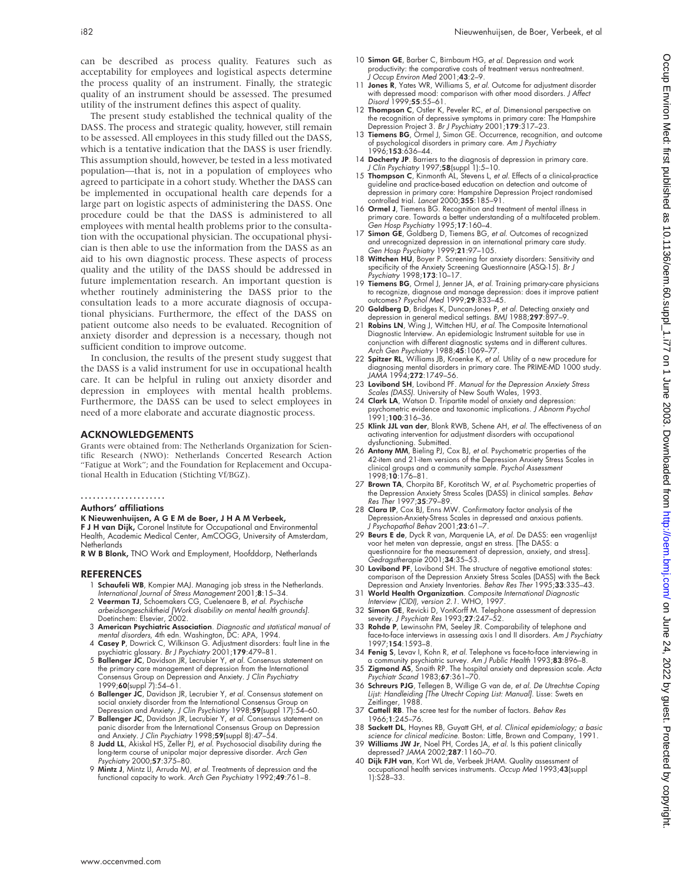can be described as process quality. Features such as acceptability for employees and logistical aspects determine the process quality of an instrument. Finally, the strategic quality of an instrument should be assessed. The presumed utility of the instrument defines this aspect of quality.

The present study established the technical quality of the DASS. The process and strategic quality, however, still remain to be assessed. All employees in this study filled out the DASS, which is a tentative indication that the DASS is user friendly. This assumption should, however, be tested in a less motivated population—that is, not in a population of employees who agreed to participate in a cohort study. Whether the DASS can be implemented in occupational health care depends for a large part on logistic aspects of administering the DASS. One procedure could be that the DASS is administered to all employees with mental health problems prior to the consultation with the occupational physician. The occupational physician is then able to use the information from the DASS as an aid to his own diagnostic process. These aspects of process quality and the utility of the DASS should be addressed in future implementation research. An important question is whether routinely administering the DASS prior to the consultation leads to a more accurate diagnosis of occupational physicians. Furthermore, the effect of the DASS on patient outcome also needs to be evaluated. Recognition of anxiety disorder and depression is a necessary, though not sufficient condition to improve outcome.

In conclusion, the results of the present study suggest that the DASS is a valid instrument for use in occupational health care. It can be helpful in ruling out anxiety disorder and depression in employees with mental health problems. Furthermore, the DASS can be used to select employees in need of a more elaborate and accurate diagnostic process.

## ACKNOWLEDGEMENTS

Grants were obtained from: The Netherlands Organization for Scientific Research (NWO): Netherlands Concerted Research Action "Fatigue at Work"; and the Foundation for Replacement and Occupational Health in Education (Stichting Vf/BGZ).

### Authors' affiliations

**K Nieuwenhuijsen, A G E M de Boer, J H A M Verbeek, F J H van Dijk,** Coronel Institute for Occupational and Environmental Health, Academic Medical Center, AmCOGG, University of Amsterdam, Netherlands

**R W B Blonk,** TNO Work and Employment, Hoofddorp, Netherlands

## REFERENCES

1. **Schaufeli WB**, Kompier MAJ. Managing job stress in the Netherlands. *International Journal of Stress Management* 2001;**8**:15–34.
2. **Veerman TJ**, Schoemakers CG, Cuelenaere B, et al. *Psychische arbeidsongeschiktheid [Work disability on mental health grounds].* Doetinchem: Elsevier, 2002.
3. **American Psychiatric Association**. *Diagnostic and statistical manual of mental disorders*, 4th edn. Washington, DC: APA, 1994.
4. **Casey P**, Dowrick C, Wilkinson G. Adjustment disorders: fault line in the psychiatric glossary. *Br J Psychiatry* 2001;**179**:479–81.
5. **Ballenger JC**, Davidson JR, Lecrubier Y, et al. Consensus statement on the primary care management of depression from the International Consensus Group on Depression and Anxiety. *J Clin Psychiatry* 1999;**60**(suppl 7):54–61.
6. **Ballenger JC**, Davidson JR, Lecrubier Y, et al. Consensus statement on social anxiety disorder from the International Consensus Group on Depression and Anxiety. *J Clin Psychiatry* 1998;**59**(suppl 17):54–60.
7. **Ballenger JC**, Davidson JR, Lecrubier Y, et al. Consensus statement on panic disorder from the International Consensus Group on Depression and Anxiety. *J Clin Psychiatry* 1998;**59**(suppl 8):47–54.
8. **Judd LL**, Akiskal HS, Zeller PJ, et al. Psychosocial disability during the long-term course of unipolar major depressive disorder. *Arch Gen Psychiatry* 2000;**57**:375–80.
9. **Mintz J**, Mintz LI, Arruda MJ, et al. Treatments of depression and the functional capacity to work. *Arch Gen Psychiatry* 1992;**49**:761–8.
10. **Simon GE**, Barber C, Birnbaum HG, et al. Depression and work productivity: the comparative costs of treatment versus nontreatment. *J Occup Environ Med* 2001;**43**:2–9.
11. **Jones R**, Yates WR, Williams S, et al. Outcome for adjustment disorder with depressed mood: comparison with other mood disorders. *J Affect Disord* 1999;**55**:55–61.
12. **Thompson C**, Ostler K, Peveler RC, et al. Dimensional perspective on the recognition of depressive symptoms in primary care: The Hampshire Depression Project 3. *Br J Psychiatry* 2001;**179**:317–23.
13. **Tiemens BG**, Ormel J, Simon GE. Occurrence, recognition, and outcome of psychological disorders in primary care. *Am J Psychiatry* 1996;**153**:636–44.
14. **Docherty JP**. Barriers to the diagnosis of depression in primary care. *J Clin Psychiatry* 1997;**58**(suppl 1):5–10.
15. **Thompson C**, Kinmonth AL, Stevens L, et al. Effects of a clinical-practice guideline and practice-based education on detection and outcome of depression in primary care: Hampshire Depression Project randomised controlled trial. *Lancet* 2000;**355**:185–91.
16. **Ormel J**, Tiemens BG. Recognition and treatment of mental illness in primary care. Towards a better understanding of a multifaceted problem. *Gen Hosp Psychiatry* 1995;**17**:160–4.
17. **Simon GE**, Goldberg D, Tiemens BG, et al. Outcomes of recognized and unrecognized depression in an international primary care study. *Gen Hosp Psychiatry* 1999;**21**:97–105.
18. **Wittchen HU**, Boyer P. Screening for anxiety disorders: Sensitivity and specificity of the Anxiety Screening Questionnaire (ASQ-15). *Br J Psychiatry* 1998;**173**:10–17.
19. **Tiemens BG**, Ormel J, Jenner JA, et al. Training primary-care physicians to recognize, diagnose and manage depression: does it improve patient outcomes? *Psychol Med* 1999;**29**:833–45.
20. **Goldberg D**, Bridges K, Duncan-Jones P, et al. Detecting anxiety and depression in general medical settings. *BMJ* 1988;**297**:897–9.
21. **Robins LN**, Wing J, Wittchen HU, et al. The Composite International Diagnostic Interview. An epidemiologic Instrument suitable for use in conjunction with different diagnostic systems and in different cultures. *Arch Gen Psychiatry* 1988;**45**:1069–77.
22. **Spitzer RL**, Williams JB, Kroenke K, et al. Utility of a new procedure for diagnosing mental disorders in primary care. The PRIME-MD 1000 study. *JAMA* 1994;**272**:1749–56.
23. **Lovibond SH**, Lovibond PF. *Manual for the Depression Anxiety Stress Scales (DASS).* University of New South Wales, 1993.
24. **Clark LA**, Watson D. Tripartite model of anxiety and depression: psychometric evidence and taxonomic implications. *J Abnorm Psychol* 1991;**100**:316–36.
25. **Klink JJL van der**, Blonk RWB, Schene AH, et al. The effectiveness of an activating intervention for adjustment disorders with occupational dysfunctioning. Submitted.
26. **Antony MM**, Bieling PJ, Cox BJ, et al. Psychometric properties of the 42-item and 21-item versions of the Depression Anxiety Stress Scales in clinical groups and a community sample. *Psychol Assessment* 1998;**10**:176–81.
27. **Brown TA**, Chorpita BF, Korotitsch W, et al. Psychometric properties of the Depression Anxiety Stress Scales (DASS) in clinical samples. *Behav Res Ther* 1997;**35**:79–89.
28. **Clara IP**, Cox BJ, Enns MW. Confirmatory factor analysis of the Depression-Anxiety-Stress Scales in depressed and anxious patients. *J Psychopathol Behav* 2001;**23**:61–7.
29. **Beurs E de**, Dyck R van, Marquenie LA, et al. De DASS: een vragenlijst voor het meten van depressie, angst en stress. [The DASS: a questionnaire for the measurement of depression, anxiety, and stress]. *Gedragstherapie* 2001;**34**:35–53.
30. **Lovibond PF**, Lovibond SH. The structure of negative emotional states: comparison of the Depression Anxiety Stress Scales (DASS) with the Beck Depression and Anxiety Inventories. *Behav Res Ther* 1995;**33**:335–43.
31. **World Health Organization**. *Composite International Diagnostic Interview (CIDI), version 2.1.* WHO, 1997.
32. **Simon GE**, Revicki D, VonKorff M. Telephone assessment of depression severity. *J Psychiatr Res* 1993;**27**:247–52.
33. **Rohde P**, Lewinsohn PM, Seeley JR. Comparability of telephone and face-to-face interviews in assessing axis I and II disorders. *Am J Psychiatry* 1997;**154**:1593–8.
34. **Fenig S**, Levav I, Kohn R, et al. Telephone vs face-to-face interviewing in a community psychiatric survey. *Am J Public Health* 1993;**83**:896–8.
35. **Zigmond AS**, Snaith RP. The hospital anxiety and depression scale. *Acta Psychiatr Scand* 1983;**67**:361–70.
36. **Schreurs PJG**, Tellegen B, Willige G van de, et al. *De Utrechtse Coping Lijst: Handleiding [The Utrecht Coping List: Manual].* Lisse: Swets en Zeitlinger, 1988.
37. **Cattell RB**. The scree test for the number of factors. *Behav Res* 1966;**1**:245–76.
38. **Sackett DL**, Haynes RB, Guyatt GH, et al. *Clinical epidemiology; a basic science for clinical medicine.* Boston: Little, Brown and Company, 1991.
39. **Williams JW Jr**, Noel PH, Cordes JA, et al. Is this patient clinically depressed? *JAMA* 2002;**287**:1160–70.
40. **Dijk FJH van**, Kort WL de, Verbeek JHAM. Quality assessment of occupational health services instruments. *Occup Med* 1993;**43**(suppl 1):S28–33.